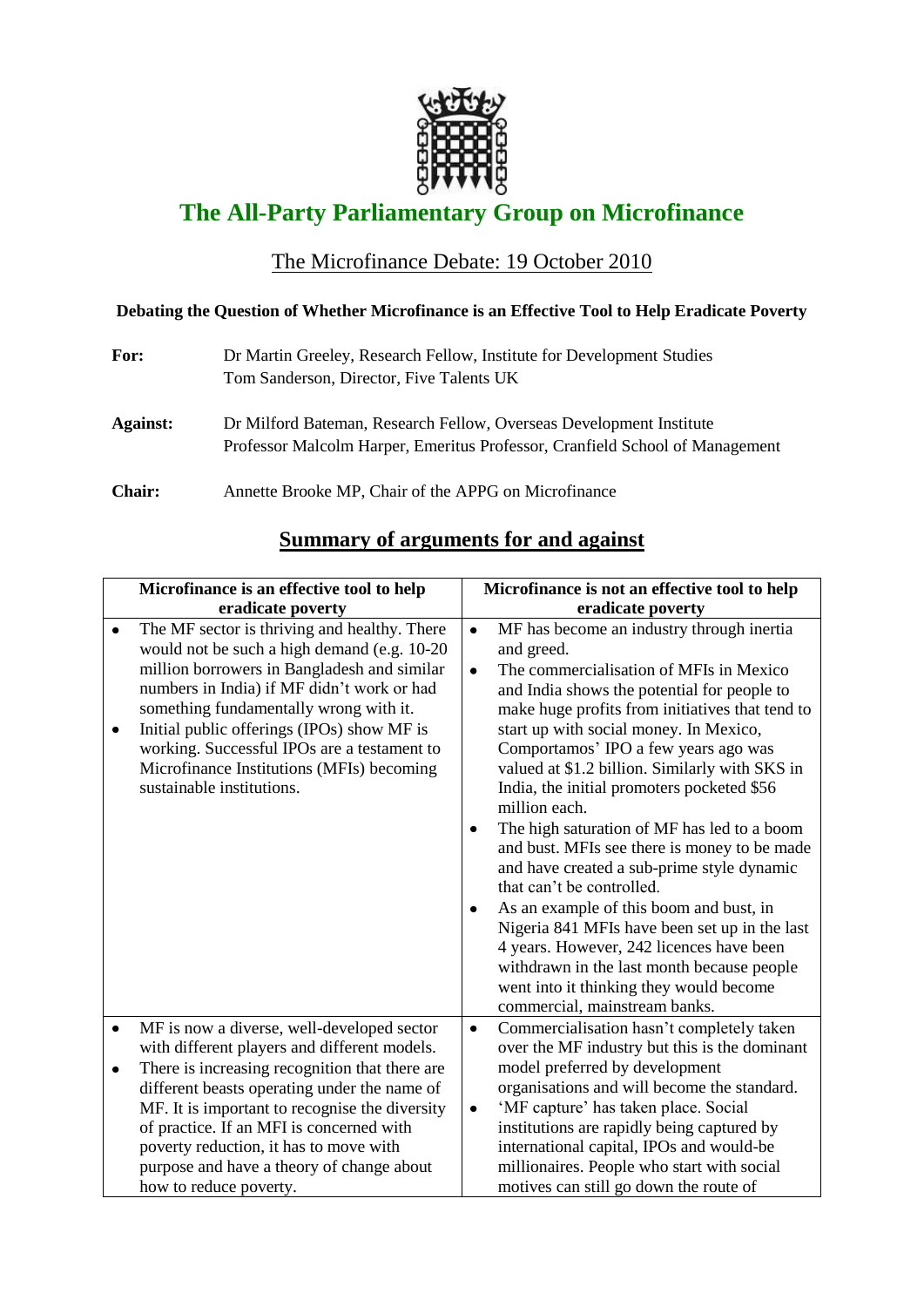# The All-Party Parliamentary Group on Microfinance

## The Microfinance Debate: 19 October 2010

**Debating the Question of Whether Microfinance is an Effective Tool to Help Eradicate Poverty**

**For:** Dr Martin Greeley, Research Fellow, Institute for Development Studies
Tom Sanderson, Director, Five Talents UK

**Against:** Dr Milford Bateman, Research Fellow, Overseas Development Institute
Professor Malcolm Harper, Emeritus Professor, Cranfield School of Management

**Chair:** Annette Brooke MP, Chair of the APPG on Microfinance

## Summary of arguments for and against

| Microfinance is an effective tool to help eradicate poverty | Microfinance is not an effective tool to help eradicate poverty |
|---|---|
| • The MF sector is thriving and healthy. There would not be such a high demand (e.g. 10-20 million borrowers in Bangladesh and similar numbers in India) if MF didn't work or had something fundamentally wrong with it.<br>• Initial public offerings (IPOs) show MF is working. Successful IPOs are a testament to Microfinance Institutions (MFIs) becoming sustainable institutions. | • MF has become an industry through inertia and greed.<br>• The commercialisation of MFIs in Mexico and India shows the potential for people to make huge profits from initiatives that tend to start up with social money. In Mexico, Comportamos' IPO a few years ago was valued at $1.2 billion. Similarly with SKS in India, the initial promoters pocketed $56 million each.<br>• The high saturation of MF has led to a boom and bust. MFIs see there is money to be made and have created a sub-prime style dynamic that can't be controlled.<br>• As an example of this boom and bust, in Nigeria 841 MFIs have been set up in the last 4 years. However, 242 licences have been withdrawn in the last month because people went into it thinking they would become commercial, mainstream banks. |
| • MF is now a diverse, well-developed sector with different players and different models.<br>• There is increasing recognition that there are different beasts operating under the name of MF. It is important to recognise the diversity of practice. If an MFI is concerned with poverty reduction, it has to move with purpose and have a theory of change about how to reduce poverty. | • Commercialisation hasn't completely taken over the MF industry but this is the dominant model preferred by development organisations and will become the standard.<br>• 'MF capture' has taken place. Social institutions are rapidly being captured by international capital, IPOs and would-be millionaires. People who start with social motives can still go down the route of |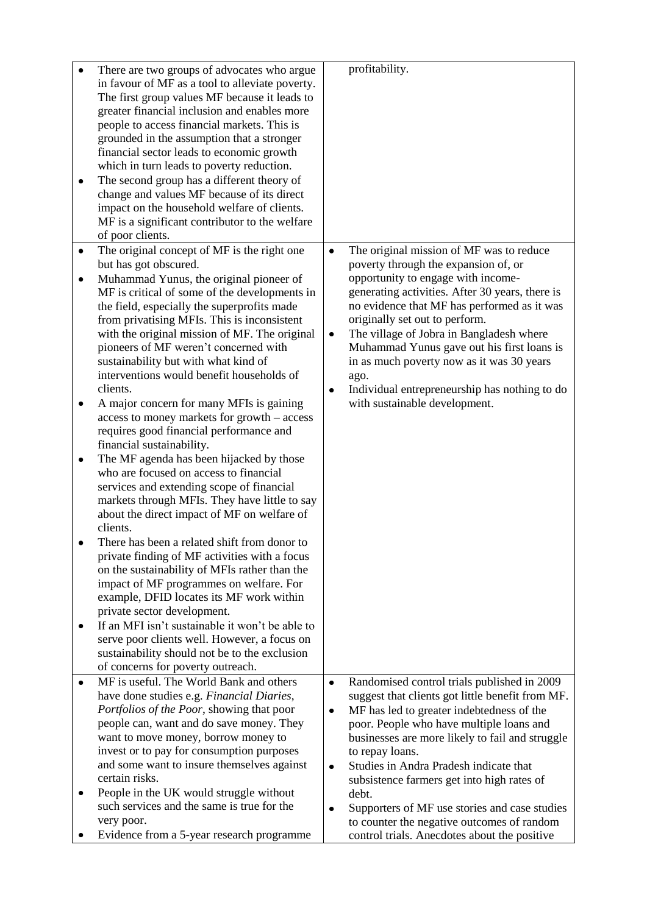| | |
|---|---|
| • There are two groups of advocates who argue in favour of MF as a tool to alleviate poverty. The first group values MF because it leads to greater financial inclusion and enables more people to access financial markets. This is grounded in the assumption that a stronger financial sector leads to economic growth which in turn leads to poverty reduction.<br>• The second group has a different theory of change and values MF because of its direct impact on the household welfare of clients. MF is a significant contributor to the welfare of poor clients. | profitability. |
| • The original concept of MF is the right one but has got obscured.<br>• Muhammad Yunus, the original pioneer of MF is critical of some of the developments in the field, especially the superprofits made from privatising MFIs. This is inconsistent with the original mission of MF. The original pioneers of MF weren't concerned with sustainability but with what kind of interventions would benefit households of clients.<br>• A major concern for many MFIs is gaining access to money markets for growth – access requires good financial performance and financial sustainability.<br>• The MF agenda has been hijacked by those who are focused on access to financial services and extending scope of financial markets through MFIs. They have little to say about the direct impact of MF on welfare of clients.<br>• There has been a related shift from donor to private finding of MF activities with a focus on the sustainability of MFIs rather than the impact of MF programmes on welfare. For example, DFID locates its MF work within private sector development.<br>• If an MFI isn't sustainable it won't be able to serve poor clients well. However, a focus on sustainability should not be to the exclusion of concerns for poverty outreach. | • The original mission of MF was to reduce poverty through the expansion of, or opportunity to engage with income-generating activities. After 30 years, there is no evidence that MF has performed as it was originally set out to perform.<br>• The village of Jobra in Bangladesh where Muhammad Yunus gave out his first loans is in as much poverty now as it was 30 years ago.<br>• Individual entrepreneurship has nothing to do with sustainable development. |
| • MF is useful. The World Bank and others have done studies e.g. *Financial Diaries*, *Portfolios of the Poor*, showing that poor people can, want and do save money. They want to move money, borrow money to invest or to pay for consumption purposes and some want to insure themselves against certain risks.<br>• People in the UK would struggle without such services and the same is true for the very poor.<br>• Evidence from a 5-year research programme | • Randomised control trials published in 2009 suggest that clients got little benefit from MF.<br>• MF has led to greater indebtedness of the poor. People who have multiple loans and businesses are more likely to fail and struggle to repay loans.<br>• Studies in Andra Pradesh indicate that subsistence farmers get into high rates of debt.<br>• Supporters of MF use stories and case studies to counter the negative outcomes of random control trials. Anecdotes about the positive |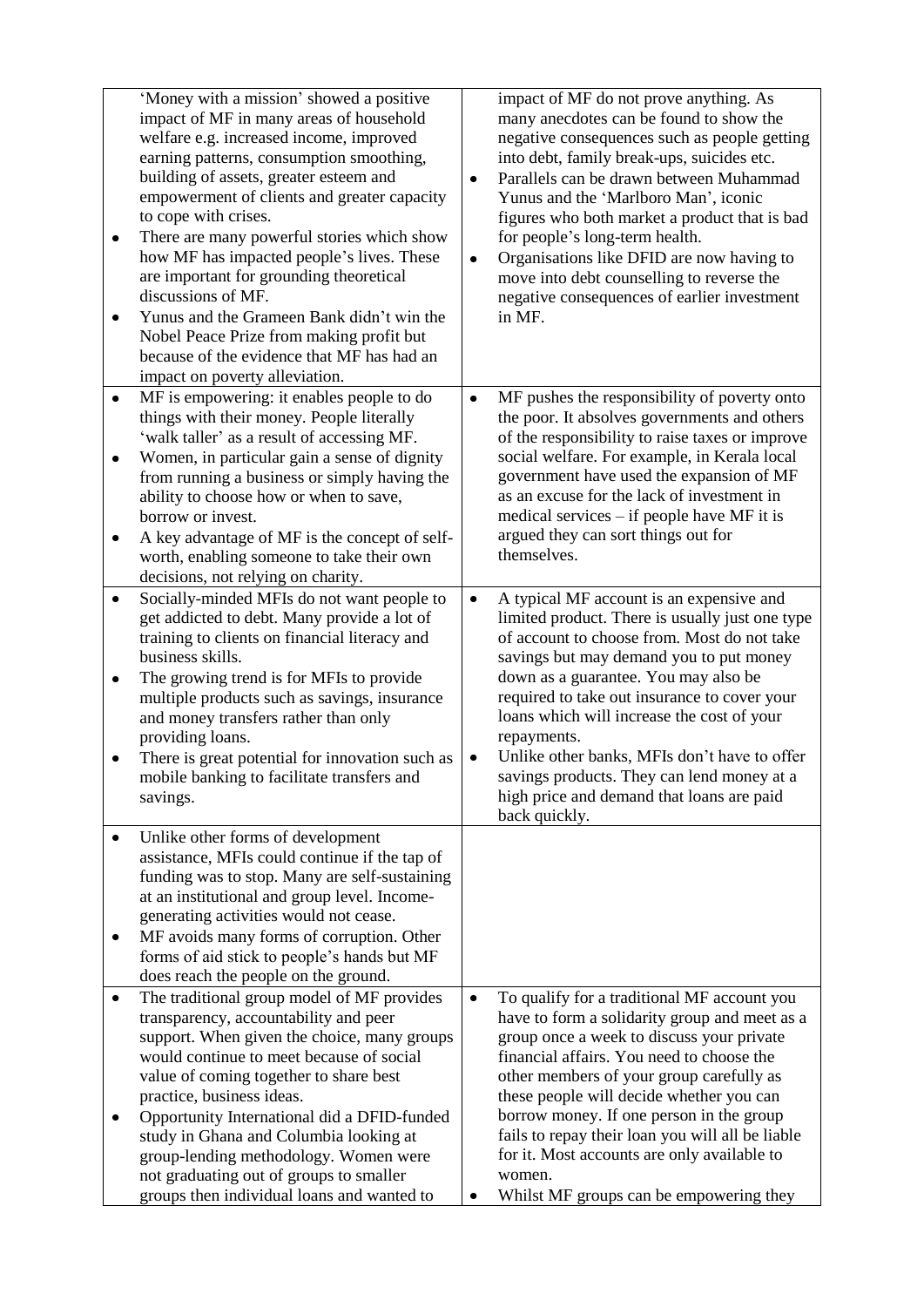| | |
|---|---|
| 'Money with a mission' showed a positive impact of MF in many areas of household welfare e.g. increased income, improved earning patterns, consumption smoothing, building of assets, greater esteem and empowerment of clients and greater capacity to cope with crises.<br>• There are many powerful stories which show how MF has impacted people's lives. These are important for grounding theoretical discussions of MF.<br>• Yunus and the Grameen Bank didn't win the Nobel Peace Prize from making profit but because of the evidence that MF has had an impact on poverty alleviation. | impact of MF do not prove anything. As many anecdotes can be found to show the negative consequences such as people getting into debt, family break-ups, suicides etc.<br>• Parallels can be drawn between Muhammad Yunus and the 'Marlboro Man', iconic figures who both market a product that is bad for people's long-term health.<br>• Organisations like DFID are now having to move into debt counselling to reverse the negative consequences of earlier investment in MF. |
| • MF is empowering: it enables people to do things with their money. People literally 'walk taller' as a result of accessing MF.<br>• Women, in particular gain a sense of dignity from running a business or simply having the ability to choose how or when to save, borrow or invest.<br>• A key advantage of MF is the concept of self-worth, enabling someone to take their own decisions, not relying on charity. | • MF pushes the responsibility of poverty onto the poor. It absolves governments and others of the responsibility to raise taxes or improve social welfare. For example, in Kerala local government have used the expansion of MF as an excuse for the lack of investment in medical services – if people have MF it is argued they can sort things out for themselves. |
| • Socially-minded MFIs do not want people to get addicted to debt. Many provide a lot of training to clients on financial literacy and business skills.<br>• The growing trend is for MFIs to provide multiple products such as savings, insurance and money transfers rather than only providing loans.<br>• There is great potential for innovation such as mobile banking to facilitate transfers and savings. | • A typical MF account is an expensive and limited product. There is usually just one type of account to choose from. Most do not take savings but may demand you to put money down as a guarantee. You may also be required to take out insurance to cover your loans which will increase the cost of your repayments.<br>• Unlike other banks, MFIs don't have to offer savings products. They can lend money at a high price and demand that loans are paid back quickly. |
| • Unlike other forms of development assistance, MFIs could continue if the tap of funding was to stop. Many are self-sustaining at an institutional and group level. Income-generating activities would not cease.<br>• MF avoids many forms of corruption. Other forms of aid stick to people's hands but MF does reach the people on the ground. | |
| • The traditional group model of MF provides transparency, accountability and peer support. When given the choice, many groups would continue to meet because of social value of coming together to share best practice, business ideas.<br>• Opportunity International did a DFID-funded study in Ghana and Columbia looking at group-lending methodology. Women were not graduating out of groups to smaller groups then individual loans and wanted to | • To qualify for a traditional MF account you have to form a solidarity group and meet as a group once a week to discuss your private financial affairs. You need to choose the other members of your group carefully as these people will decide whether you can borrow money. If one person in the group fails to repay their loan you will all be liable for it. Most accounts are only available to women.<br>• Whilst MF groups can be empowering they |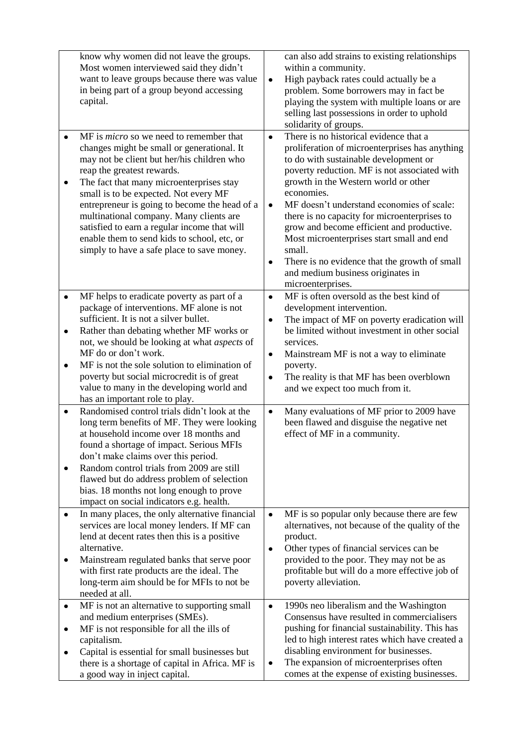| | |
|---|---|
| know why women did not leave the groups. Most women interviewed said they didn't want to leave groups because there was value in being part of a group beyond accessing capital. | can also add strains to existing relationships within a community.<br>• High payback rates could actually be a problem. Some borrowers may in fact be playing the system with multiple loans or are selling last possessions in order to uphold solidarity of groups. |
| • MF is *micro* so we need to remember that changes might be small or generational. It may not be client but her/his children who reap the greatest rewards.<br>• The fact that many microenterprises stay small is to be expected. Not every MF entrepreneur is going to become the head of a multinational company. Many clients are satisfied to earn a regular income that will enable them to send kids to school, etc, or simply to have a safe place to save money. | • There is no historical evidence that a proliferation of microenterprises has anything to do with sustainable development or poverty reduction. MF is not associated with growth in the Western world or other economies.<br>• MF doesn't understand economies of scale: there is no capacity for microenterprises to grow and become efficient and productive. Most microenterprises start small and end small.<br>• There is no evidence that the growth of small and medium business originates in microenterprises. |
| • MF helps to eradicate poverty as part of a package of interventions. MF alone is not sufficient. It is not a silver bullet.<br>• Rather than debating whether MF works or not, we should be looking at what *aspects* of MF do or don't work.<br>• MF is not the sole solution to elimination of poverty but social microcredit is of great value to many in the developing world and has an important role to play. | • MF is often oversold as the best kind of development intervention.<br>• The impact of MF on poverty eradication will be limited without investment in other social services.<br>• Mainstream MF is not a way to eliminate poverty.<br>• The reality is that MF has been overblown and we expect too much from it. |
| • Randomised control trials didn't look at the long term benefits of MF. They were looking at household income over 18 months and found a shortage of impact. Serious MFIs don't make claims over this period.<br>• Random control trials from 2009 are still flawed but do address problem of selection bias. 18 months not long enough to prove impact on social indicators e.g. health. | • Many evaluations of MF prior to 2009 have been flawed and disguise the negative net effect of MF in a community. |
| • In many places, the only alternative financial services are local money lenders. If MF can lend at decent rates then this is a positive alternative.<br>• Mainstream regulated banks that serve poor with first rate products are the ideal. The long-term aim should be for MFIs to not be needed at all. | • MF is so popular only because there are few alternatives, not because of the quality of the product.<br>• Other types of financial services can be provided to the poor. They may not be as profitable but will do a more effective job of poverty alleviation. |
| • MF is not an alternative to supporting small and medium enterprises (SMEs).<br>• MF is not responsible for all the ills of capitalism.<br>• Capital is essential for small businesses but there is a shortage of capital in Africa. MF is a good way in inject capital. | • 1990s neo liberalism and the Washington Consensus have resulted in commercialisers pushing for financial sustainability. This has led to high interest rates which have created a disabling environment for businesses.<br>• The expansion of microenterprises often comes at the expense of existing businesses. |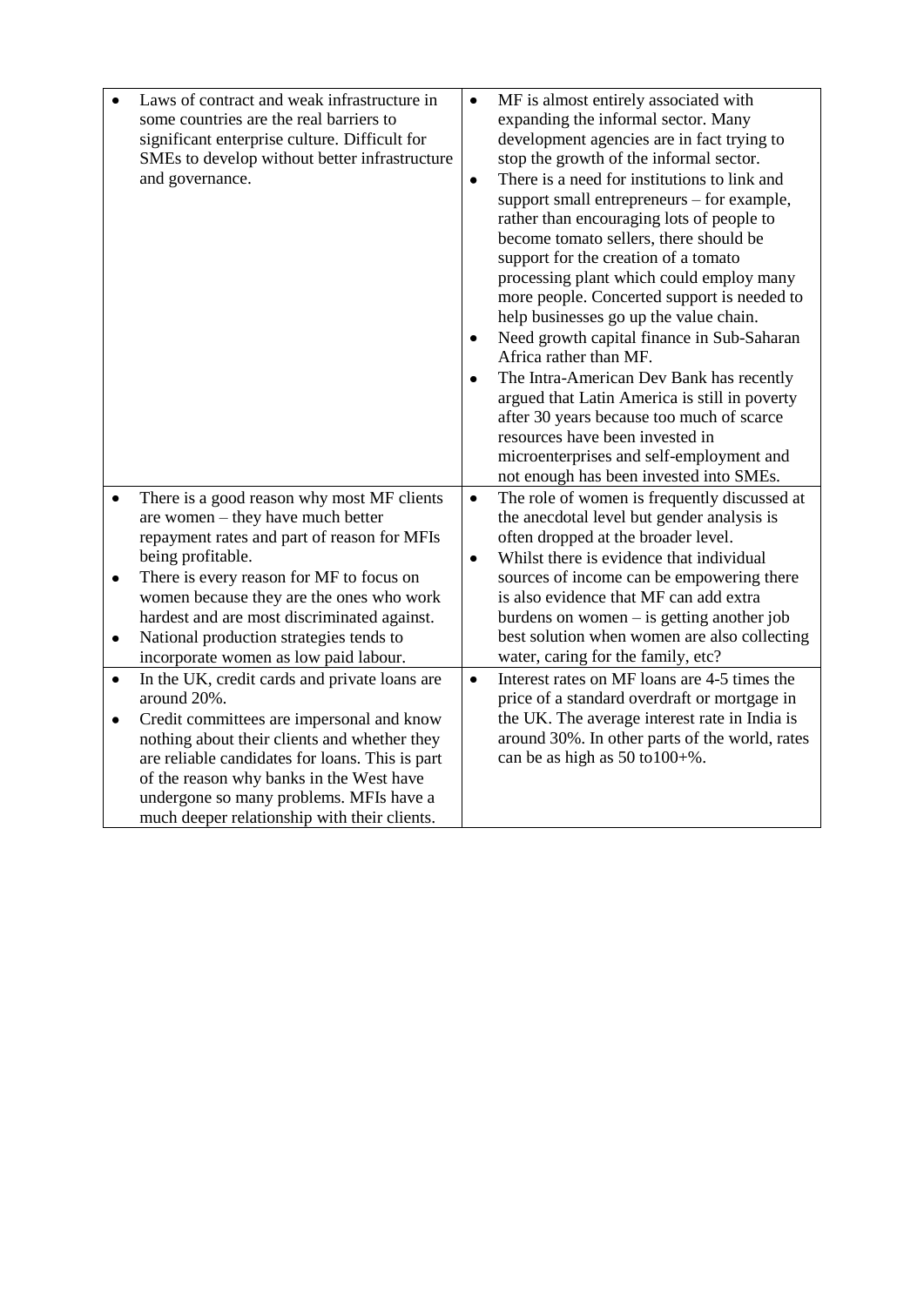| | |
|---|---|
| • Laws of contract and weak infrastructure in some countries are the real barriers to significant enterprise culture. Difficult for SMEs to develop without better infrastructure and governance. | • MF is almost entirely associated with expanding the informal sector. Many development agencies are in fact trying to stop the growth of the informal sector.<br>• There is a need for institutions to link and support small entrepreneurs – for example, rather than encouraging lots of people to become tomato sellers, there should be support for the creation of a tomato processing plant which could employ many more people. Concerted support is needed to help businesses go up the value chain.<br>• Need growth capital finance in Sub-Saharan Africa rather than MF.<br>• The Intra-American Dev Bank has recently argued that Latin America is still in poverty after 30 years because too much of scarce resources have been invested in microenterprises and self-employment and not enough has been invested into SMEs. |
| • There is a good reason why most MF clients are women – they have much better repayment rates and part of reason for MFIs being profitable.<br>• There is every reason for MF to focus on women because they are the ones who work hardest and are most discriminated against.<br>• National production strategies tends to incorporate women as low paid labour. | • The role of women is frequently discussed at the anecdotal level but gender analysis is often dropped at the broader level.<br>• Whilst there is evidence that individual sources of income can be empowering there is also evidence that MF can add extra burdens on women – is getting another job best solution when women are also collecting water, caring for the family, etc? |
| • In the UK, credit cards and private loans are around 20%.<br>• Credit committees are impersonal and know nothing about their clients and whether they are reliable candidates for loans. This is part of the reason why banks in the West have undergone so many problems. MFIs have a much deeper relationship with their clients. | • Interest rates on MF loans are 4-5 times the price of a standard overdraft or mortgage in the UK. The average interest rate in India is around 30%. In other parts of the world, rates can be as high as 50 to100+%. |